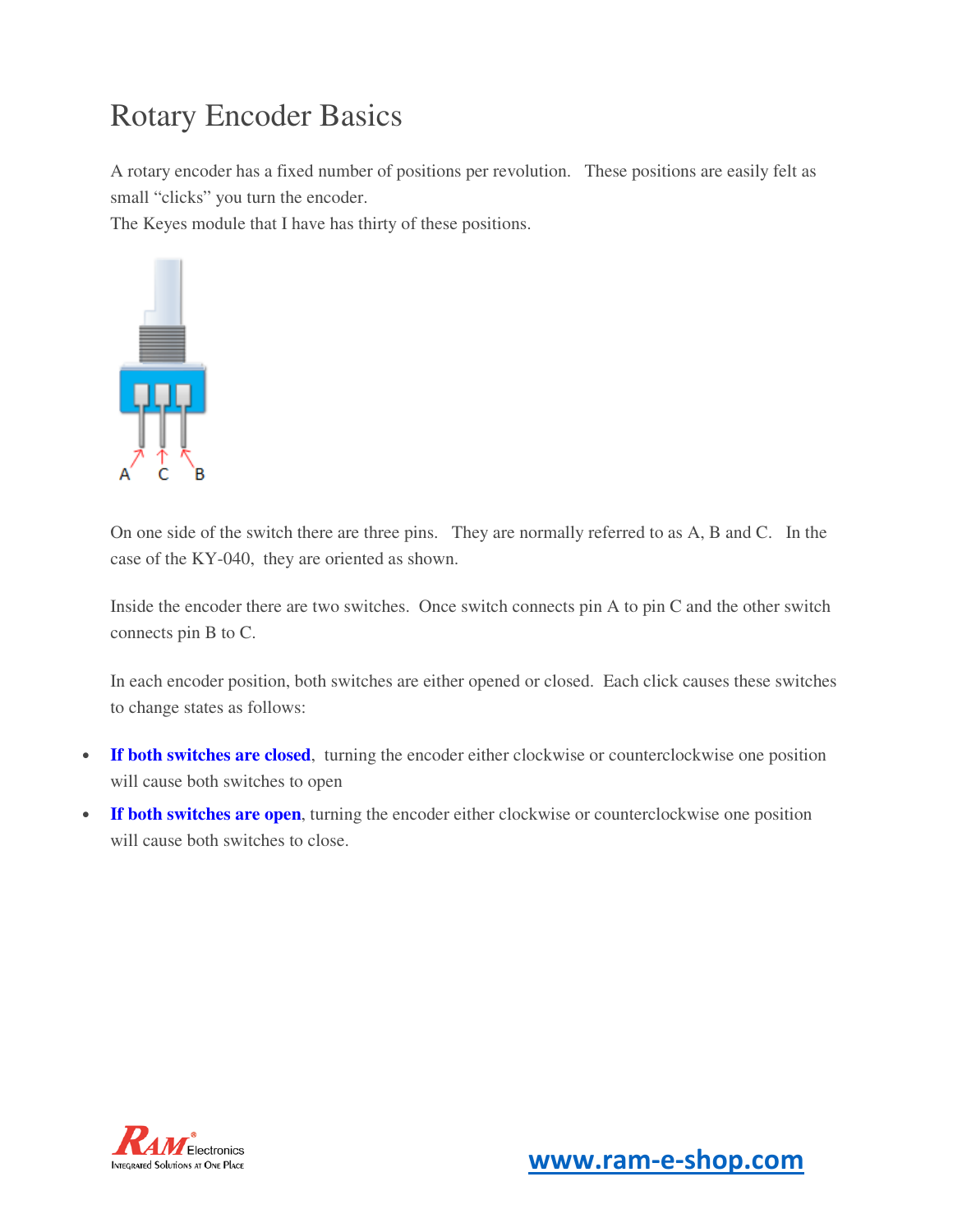# Rotary Encoder Basics

A rotary encoder has a fixed number of positions per revolution. These positions are easily felt as small "clicks" you turn the encoder.
The Keyes module that I have has thirty of these positions.

A C B

On one side of the switch there are three pins. They are normally referred to as A, B and C. In the case of the KY-040, they are oriented as shown.

Inside the encoder there are two switches. Once switch connects pin A to pin C and the other switch connects pin B to C.

In each encoder position, both switches are either opened or closed. Each click causes these switches to change states as follows:

- **If both switches are closed**, turning the encoder either clockwise or counterclockwise one position will cause both switches to open
- **If both switches are open**, turning the encoder either clockwise or counterclockwise one position will cause both switches to close.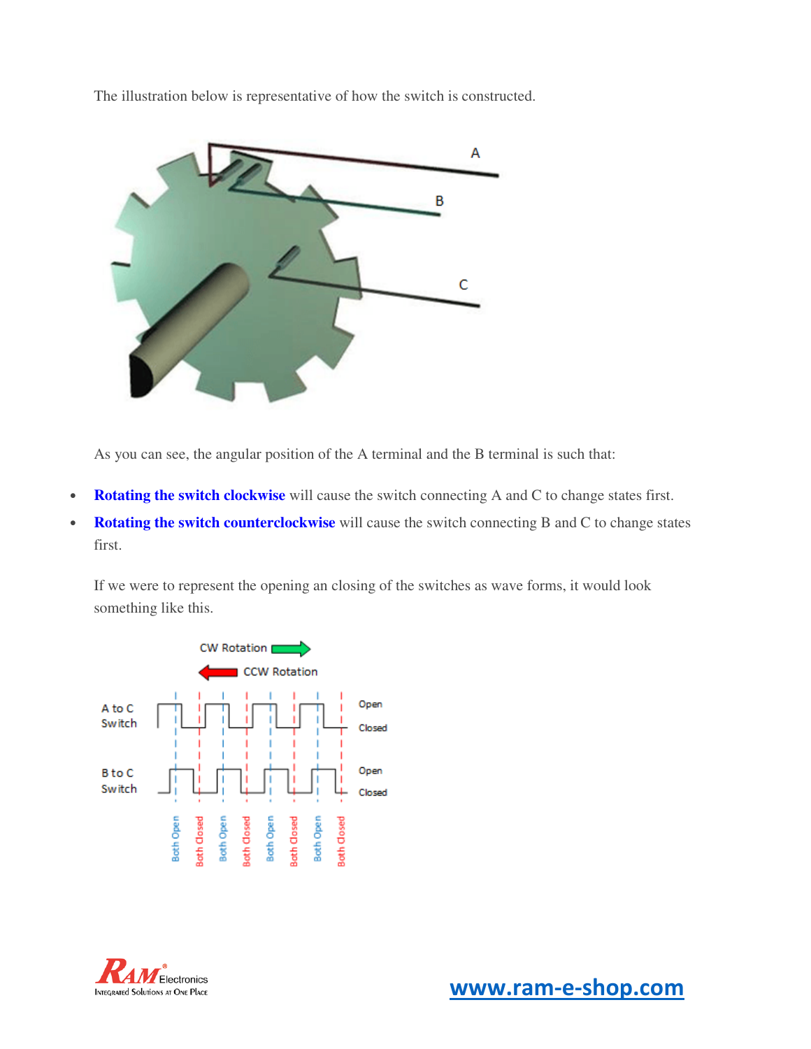The illustration below is representative of how the switch is constructed.

As you can see, the angular position of the A terminal and the B terminal is such that:

- **Rotating the switch clockwise** will cause the switch connecting A and C to change states first.
- **Rotating the switch counterclockwise** will cause the switch connecting B and C to change states first.

If we were to represent the opening an closing of the switches as wave forms, it would look something like this.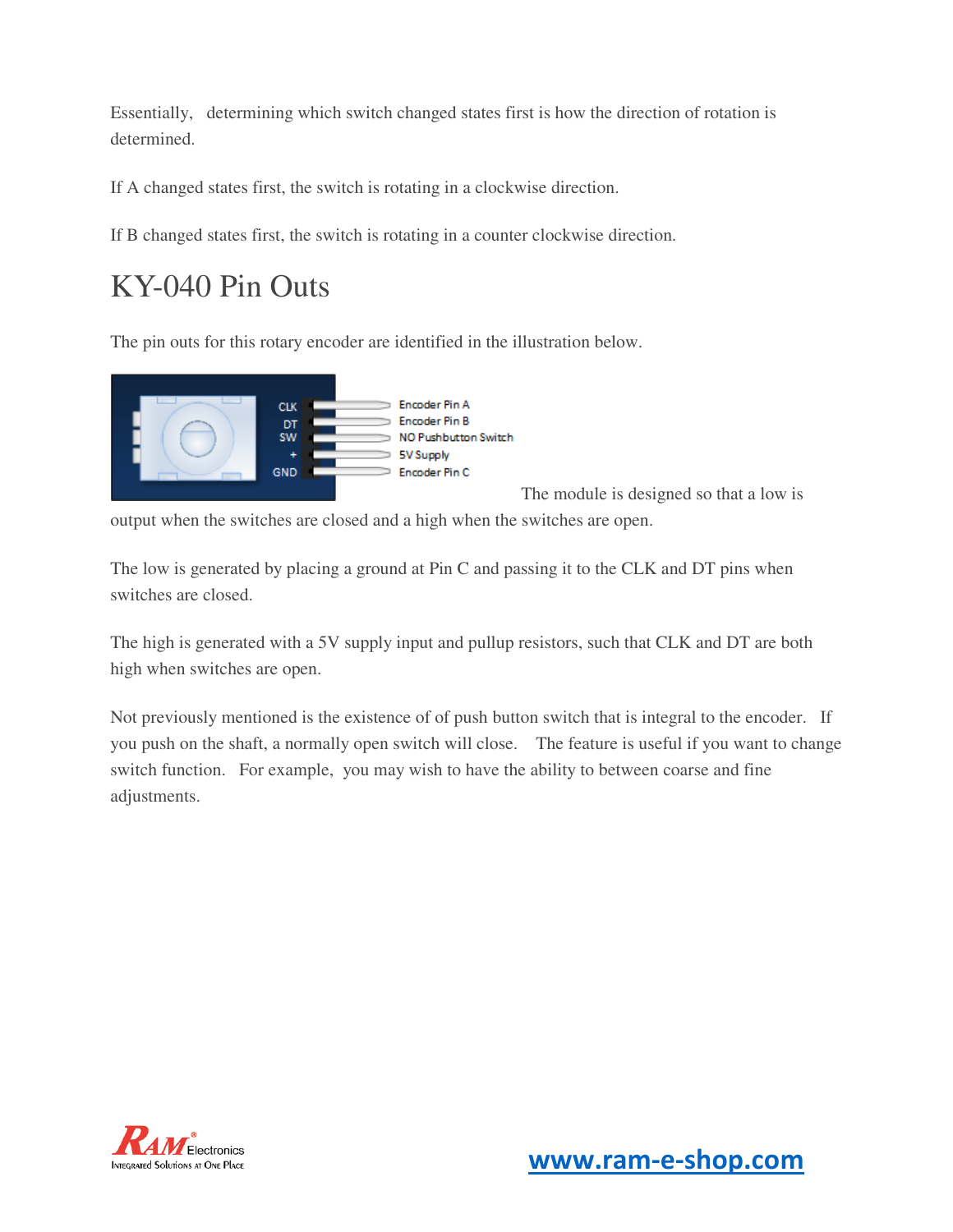Essentially, determining which switch changed states first is how the direction of rotation is determined.

If A changed states first, the switch is rotating in a clockwise direction.

If B changed states first, the switch is rotating in a counter clockwise direction.

# KY-040 Pin Outs

The pin outs for this rotary encoder are identified in the illustration below.

The module is designed so that a low is output when the switches are closed and a high when the switches are open.

The low is generated by placing a ground at Pin C and passing it to the CLK and DT pins when switches are closed.

The high is generated with a 5V supply input and pullup resistors, such that CLK and DT are both high when switches are open.

Not previously mentioned is the existence of of push button switch that is integral to the encoder. If you push on the shaft, a normally open switch will close. The feature is useful if you want to change switch function. For example, you may wish to have the ability to between coarse and fine adjustments.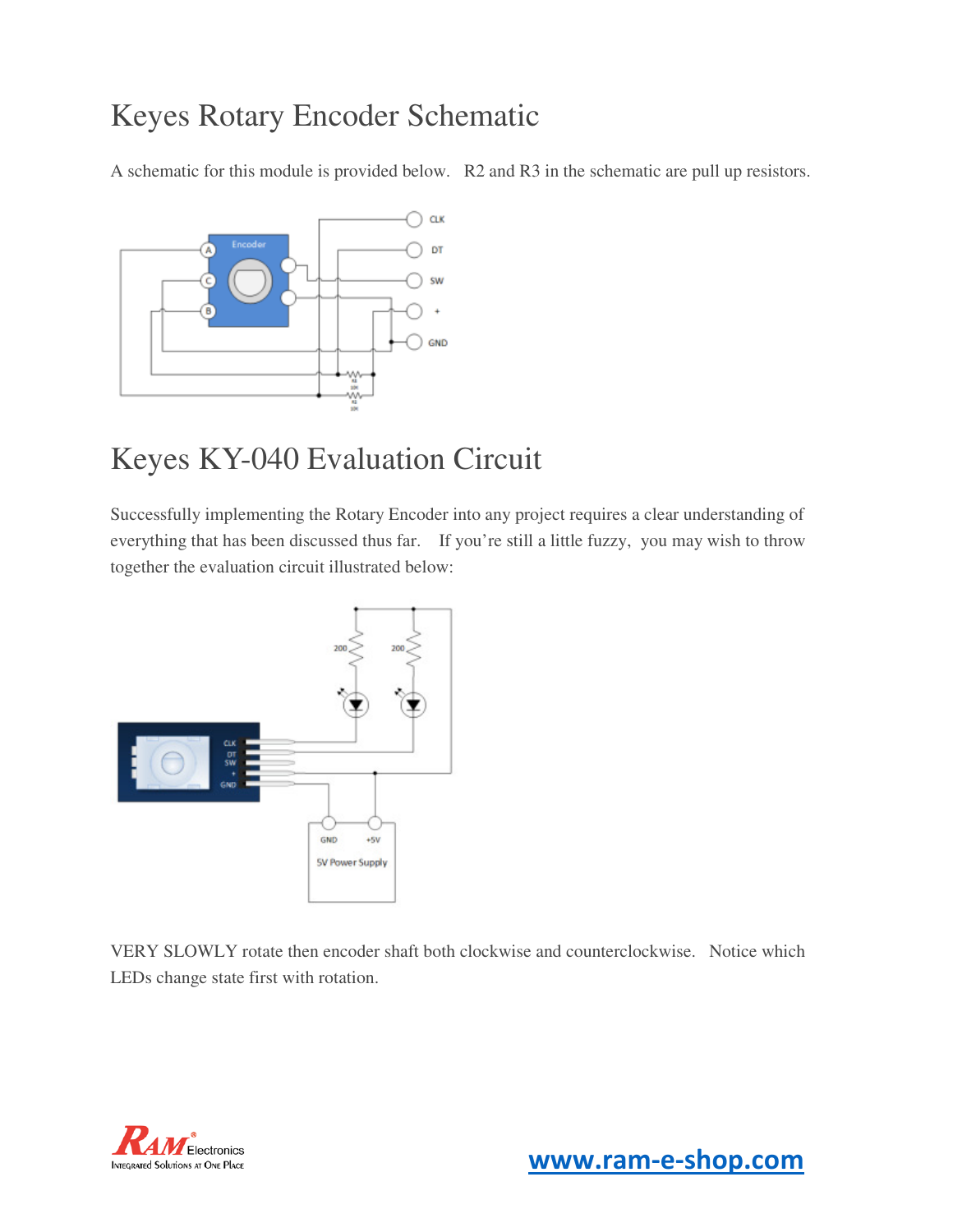# Keyes Rotary Encoder Schematic

A schematic for this module is provided below. R2 and R3 in the schematic are pull up resistors.

# Keyes KY-040 Evaluation Circuit

Successfully implementing the Rotary Encoder into any project requires a clear understanding of everything that has been discussed thus far. If you're still a little fuzzy, you may wish to throw together the evaluation circuit illustrated below:

VERY SLOWLY rotate then encoder shaft both clockwise and counterclockwise. Notice which LEDs change state first with rotation.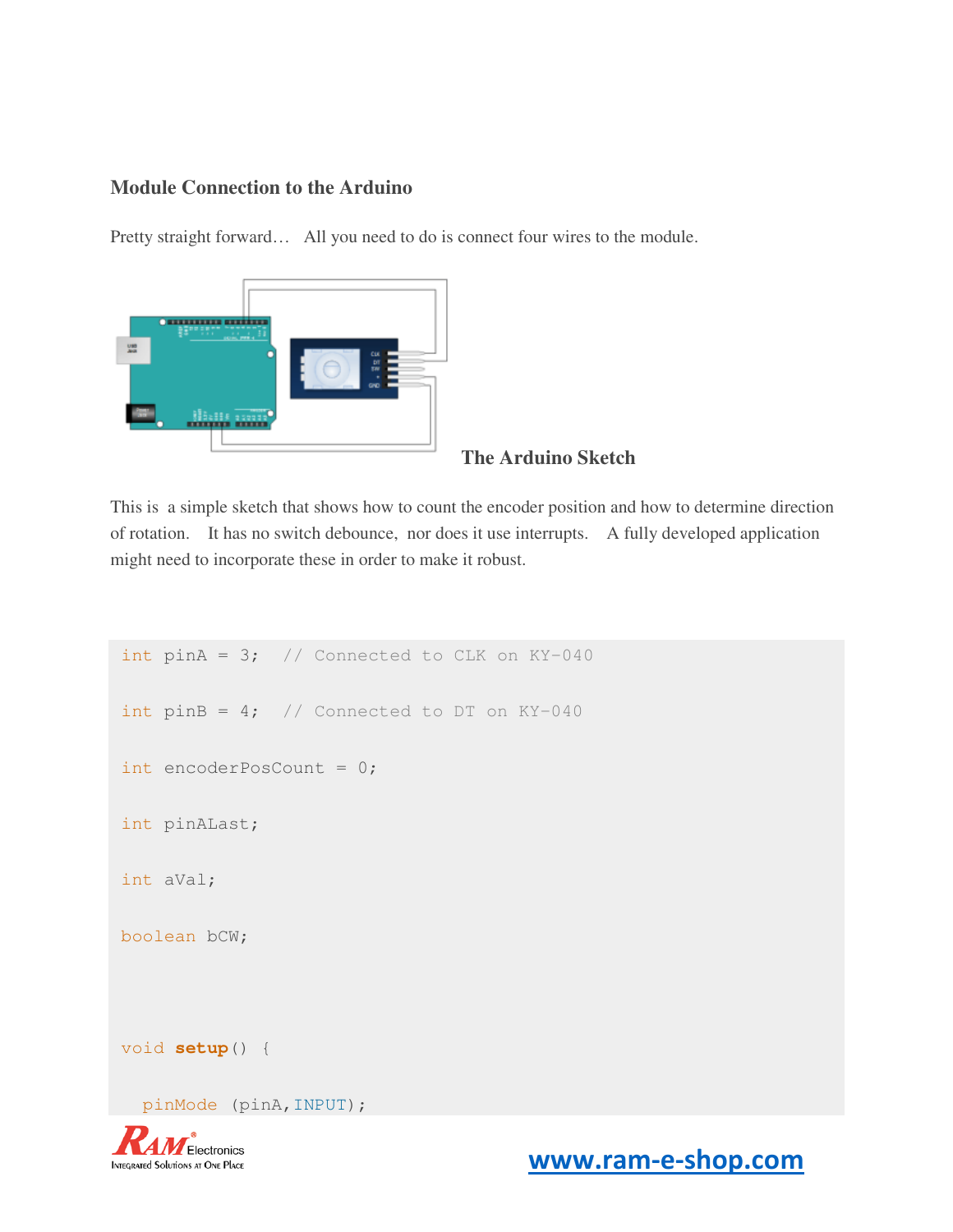### Module Connection to the Arduino

Pretty straight forward… All you need to do is connect four wires to the module.

### The Arduino Sketch

This is a simple sketch that shows how to count the encoder position and how to determine direction of rotation. It has no switch debounce, nor does it use interrupts. A fully developed application might need to incorporate these in order to make it robust.

```
int pinA = 3;  // Connected to CLK on KY-040

int pinB = 4;  // Connected to DT on KY-040

int encoderPosCount = 0;

int pinALast;

int aVal;

boolean bCW;



void setup() {

  pinMode (pinA,INPUT);
```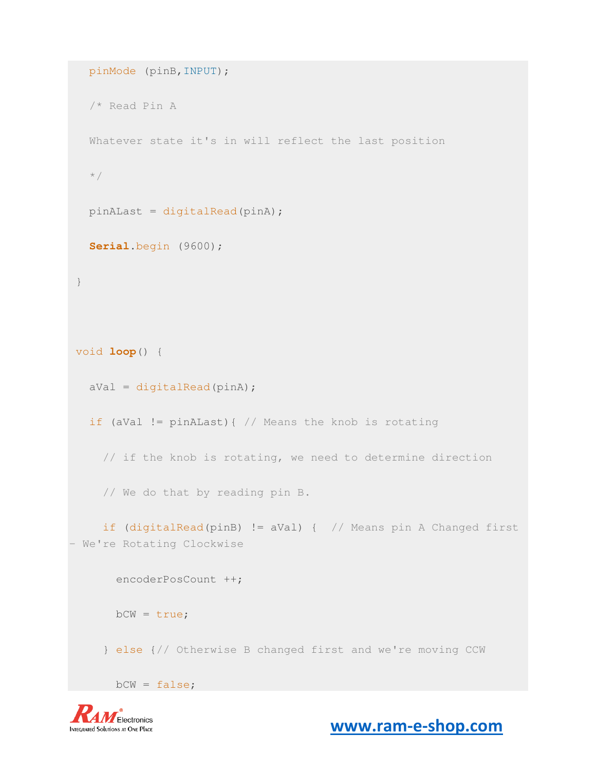```
  pinMode (pinB,INPUT);

  /* Read Pin A

  Whatever state it's in will reflect the last position

  */

  pinALast = digitalRead(pinA);

  Serial.begin (9600);

}



void loop() {

  aVal = digitalRead(pinA);

  if (aVal != pinALast){ // Means the knob is rotating

    // if the knob is rotating, we need to determine direction

    // We do that by reading pin B.

    if (digitalRead(pinB) != aVal) {  // Means pin A Changed first - We're Rotating Clockwise

      encoderPosCount ++;

      bCW = true;

    } else {// Otherwise B changed first and we're moving CCW

      bCW = false;
```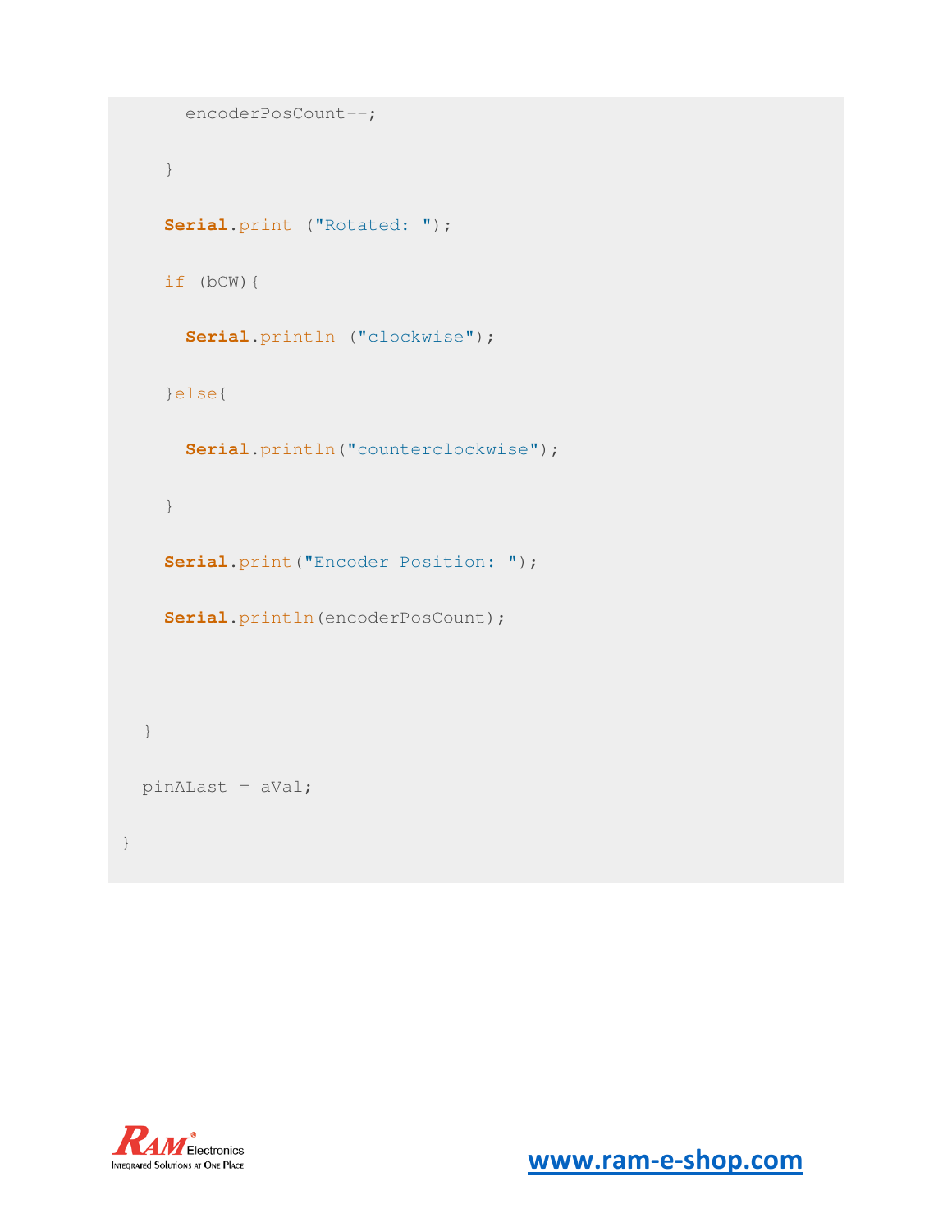```
      encoderPosCount--;

    }

    Serial.print ("Rotated: ");

    if (bCW){

      Serial.println ("clockwise");

    }else{

      Serial.println("counterclockwise");

    }

    Serial.print("Encoder Position: ");

    Serial.println(encoderPosCount);



  }

  pinALast = aVal;

}
```